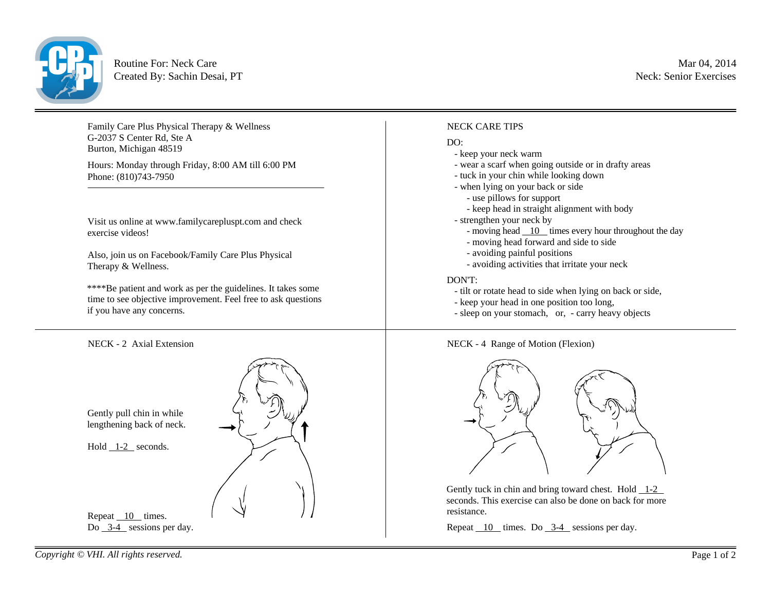Routine For: Neck Care
Created By: Sachin Desai, PT

Mar 04, 2014
Neck: Senior Exercises

Family Care Plus Physical Therapy & Wellness
G-2037 S Center Rd, Ste A
Burton, Michigan 48519

Hours: Monday through Friday, 8:00 AM till 6:00 PM
Phone: (810)743-7950

---

Visit us online at www.familycarepluspt.com and check exercise videos!

Also, join us on Facebook/Family Care Plus Physical Therapy & Wellness.

****Be patient and work as per the guidelines. It takes some time to see objective improvement. Feel free to ask questions if you have any concerns.

## NECK CARE TIPS

DO:

- keep your neck warm
- wear a scarf when going outside or in drafty areas
- tuck in your chin while looking down
- when lying on your back or side
    - use pillows for support
    - keep head in straight alignment with body
- strengthen your neck by
    - moving head __10__ times every hour throughout the day
    - moving head forward and side to side
    - avoiding painful positions
    - avoiding activities that irritate your neck

DON'T:

- tilt or rotate head to side when lying on back or side,
- keep your head in one position too long,
- sleep on your stomach, or, - carry heavy objects

## NECK - 2 Axial Extension

Gently pull chin in while lengthening back of neck.

Hold __1-2__ seconds.

Repeat __10__ times.
Do __3-4__ sessions per day.

## NECK - 4 Range of Motion (Flexion)

Gently tuck in chin and bring toward chest. Hold __1-2__ seconds. This exercise can also be done on back for more resistance.

Repeat __10__ times. Do __3-4__ sessions per day.

*Copyright © VHI. All rights reserved.*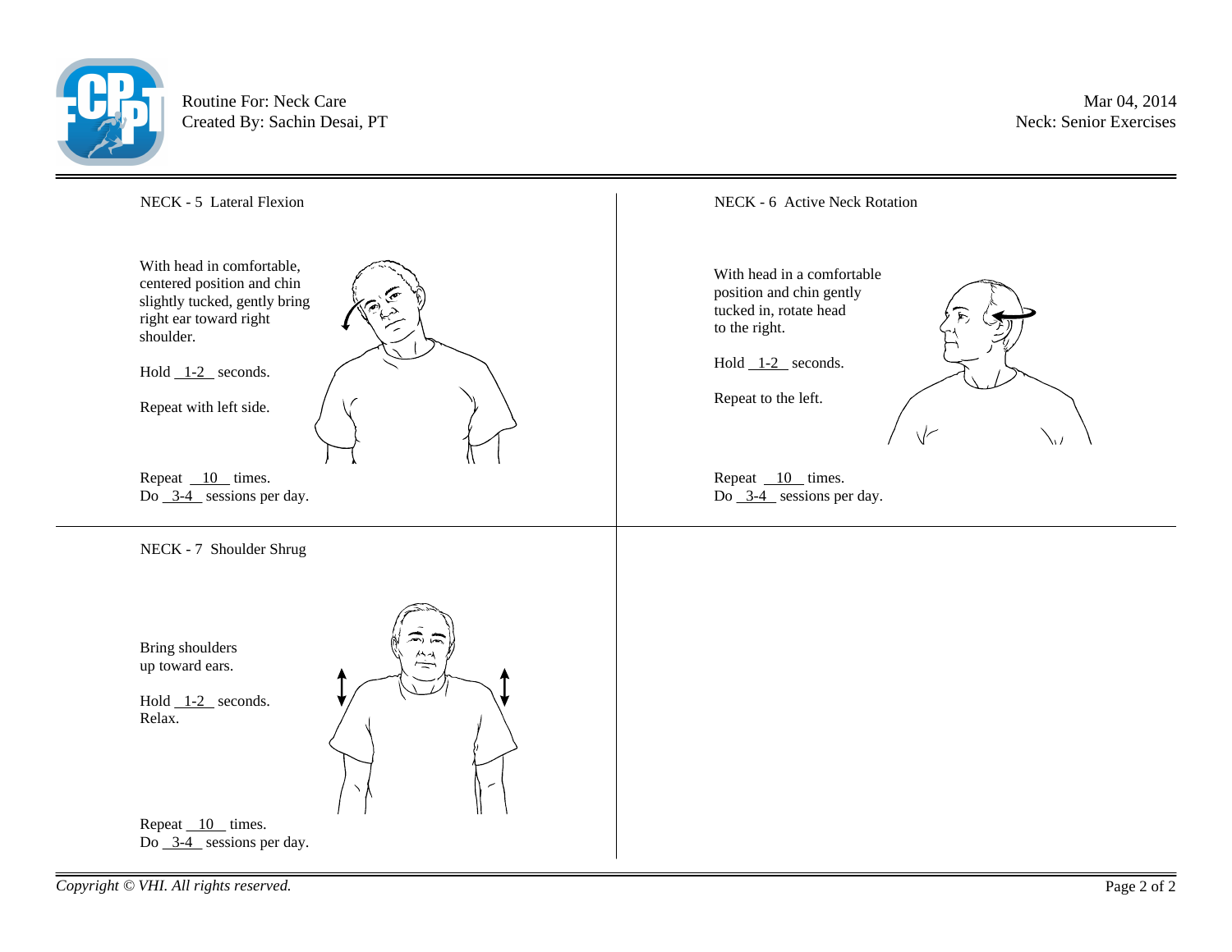Routine For: Neck Care
Created By: Sachin Desai, PT

Mar 04, 2014
Neck: Senior Exercises

## NECK - 5 Lateral Flexion

With head in comfortable, centered position and chin slightly tucked, gently bring right ear toward right shoulder.

Hold 1-2 seconds.

Repeat with left side.

Repeat 10 times.
Do 3-4 sessions per day.

## NECK - 6 Active Neck Rotation

With head in a comfortable position and chin gently tucked in, rotate head to the right.

Hold 1-2 seconds.

Repeat to the left.

Repeat 10 times.
Do 3-4 sessions per day.

## NECK - 7 Shoulder Shrug

Bring shoulders up toward ears.

Hold 1-2 seconds.
Relax.

Repeat 10 times.
Do 3-4 sessions per day.

*Copyright © VHI. All rights reserved.*